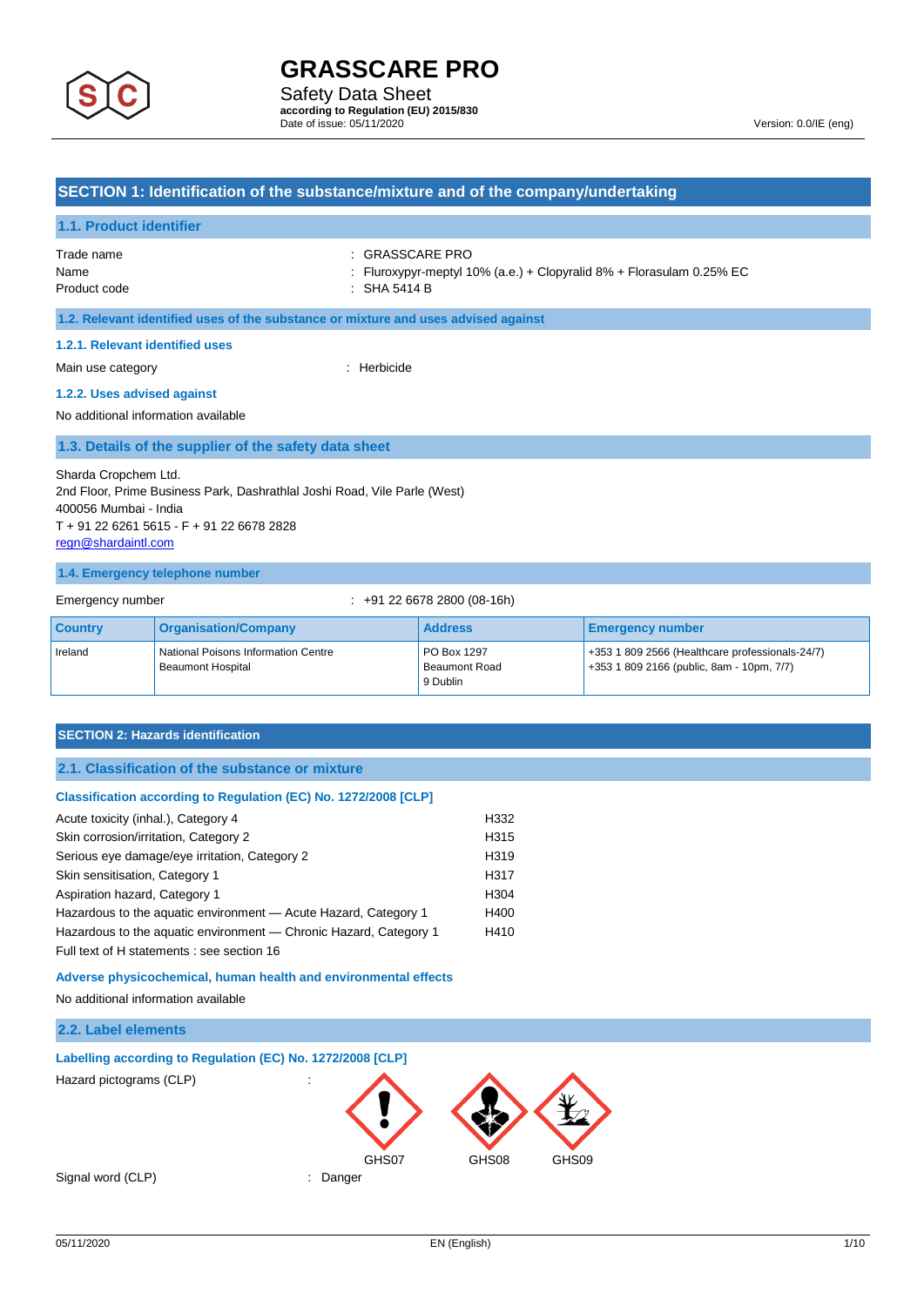# GRASSCARE PRO

Safety Data Sheet
**according to Regulation (EU) 2015/830**
Date of issue: 05/11/2020

Version: 0.0/IE (eng)

## SECTION 1: Identification of the substance/mixture and of the company/undertaking

### 1.1. Product identifier

Trade name : GRASSCARE PRO
Name : Fluroxypyr-meptyl 10% (a.e.) + Clopyralid 8% + Florasulam 0.25% EC
Product code : SHA 5414 B

### 1.2. Relevant identified uses of the substance or mixture and uses advised against

#### 1.2.1. Relevant identified uses

Main use category : Herbicide

#### 1.2.2. Uses advised against

No additional information available

### 1.3. Details of the supplier of the safety data sheet

Sharda Cropchem Ltd.
2nd Floor, Prime Business Park, Dashrathlal Joshi Road, Vile Parle (West)
400056 Mumbai - India
T + 91 22 6261 5615 - F + 91 22 6678 2828
regn@shardaintl.com

### 1.4. Emergency telephone number

Emergency number : +91 22 6678 2800 (08-16h)

| Country | Organisation/Company | Address | Emergency number |
|---|---|---|---|
| Ireland | National Poisons Information Centre Beaumont Hospital | PO Box 1297 Beaumont Road 9 Dublin | +353 1 809 2566 (Healthcare professionals-24/7) +353 1 809 2166 (public, 8am - 10pm, 7/7) |

## SECTION 2: Hazards identification

### 2.1. Classification of the substance or mixture

#### Classification according to Regulation (EC) No. 1272/2008 [CLP]

| | |
|---|---|
| Acute toxicity (inhal.), Category 4 | H332 |
| Skin corrosion/irritation, Category 2 | H315 |
| Serious eye damage/eye irritation, Category 2 | H319 |
| Skin sensitisation, Category 1 | H317 |
| Aspiration hazard, Category 1 | H304 |
| Hazardous to the aquatic environment — Acute Hazard, Category 1 | H400 |
| Hazardous to the aquatic environment — Chronic Hazard, Category 1 | H410 |

Full text of H statements : see section 16

#### Adverse physicochemical, human health and environmental effects

No additional information available

### 2.2. Label elements

#### Labelling according to Regulation (EC) No. 1272/2008 [CLP]

Hazard pictograms (CLP) : GHS07 GHS08 GHS09

Signal word (CLP) : Danger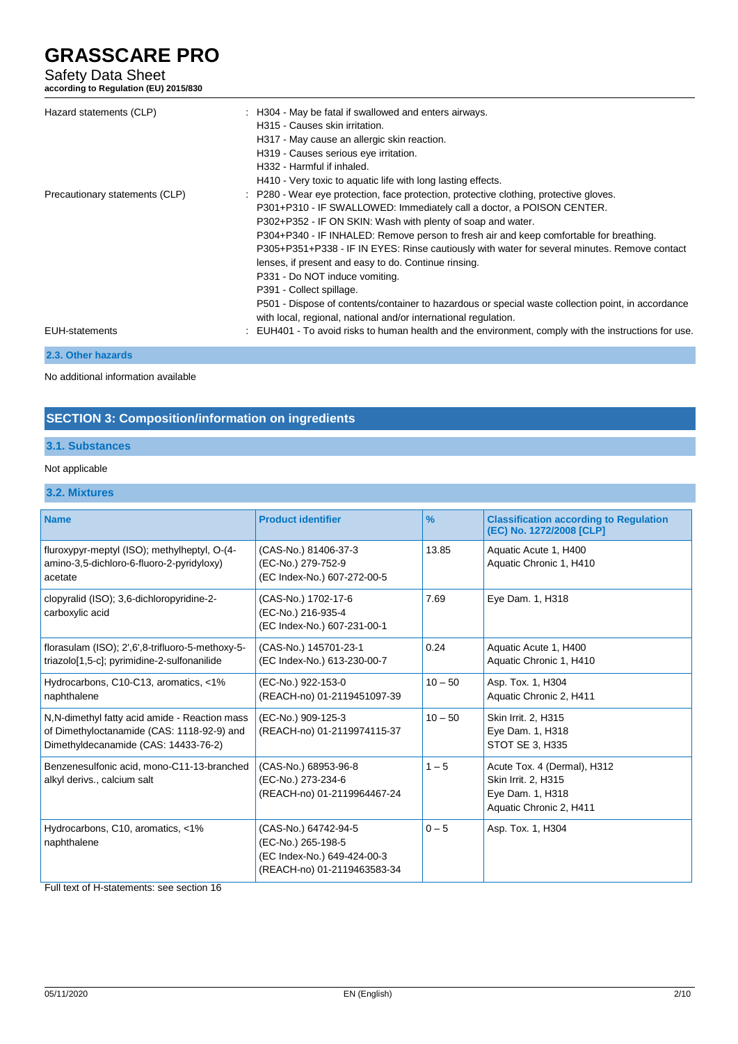Hazard statements (CLP) : H304 - May be fatal if swallowed and enters airways.
H315 - Causes skin irritation.
H317 - May cause an allergic skin reaction.
H319 - Causes serious eye irritation.
H332 - Harmful if inhaled.
H410 - Very toxic to aquatic life with long lasting effects.

Precautionary statements (CLP) : P280 - Wear eye protection, face protection, protective clothing, protective gloves.
P301+P310 - IF SWALLOWED: Immediately call a doctor, a POISON CENTER.
P302+P352 - IF ON SKIN: Wash with plenty of soap and water.
P304+P340 - IF INHALED: Remove person to fresh air and keep comfortable for breathing.
P305+P351+P338 - IF IN EYES: Rinse cautiously with water for several minutes. Remove contact lenses, if present and easy to do. Continue rinsing.
P331 - Do NOT induce vomiting.
P391 - Collect spillage.
P501 - Dispose of contents/container to hazardous or special waste collection point, in accordance with local, regional, national and/or international regulation.

EUH-statements : EUH401 - To avoid risks to human health and the environment, comply with the instructions for use.

### 2.3. Other hazards

No additional information available

## SECTION 3: Composition/information on ingredients

### 3.1. Substances

Not applicable

### 3.2. Mixtures

| Name | Product identifier | % | Classification according to Regulation (EC) No. 1272/2008 [CLP] |
|---|---|---|---|
| fluroxypyr-meptyl (ISO); methylheptyl, O-(4-amino-3,5-dichloro-6-fluoro-2-pyridyloxy) acetate | (CAS-No.) 81406-37-3<br>(EC-No.) 279-752-9<br>(EC Index-No.) 607-272-00-5 | 13.85 | Aquatic Acute 1, H400<br>Aquatic Chronic 1, H410 |
| clopyralid (ISO); 3,6-dichloropyridine-2-carboxylic acid | (CAS-No.) 1702-17-6<br>(EC-No.) 216-935-4<br>(EC Index-No.) 607-231-00-1 | 7.69 | Eye Dam. 1, H318 |
| florasulam (ISO); 2',6',8-trifluoro-5-methoxy-5-triazolo[1,5-c]; pyrimidine-2-sulfonanilide | (CAS-No.) 145701-23-1<br>(EC Index-No.) 613-230-00-7 | 0.24 | Aquatic Acute 1, H400<br>Aquatic Chronic 1, H410 |
| Hydrocarbons, C10-C13, aromatics, <1% naphthalene | (EC-No.) 922-153-0<br>(REACH-no) 01-2119451097-39 | 10 – 50 | Asp. Tox. 1, H304<br>Aquatic Chronic 2, H411 |
| N,N-dimethyl fatty acid amide - Reaction mass of Dimethyloctanamide (CAS: 1118-92-9) and Dimethyldecanamide (CAS: 14433-76-2) | (EC-No.) 909-125-3<br>(REACH-no) 01-2119974115-37 | 10 – 50 | Skin Irrit. 2, H315<br>Eye Dam. 1, H318<br>STOT SE 3, H335 |
| Benzenesulfonic acid, mono-C11-13-branched alkyl derivs., calcium salt | (CAS-No.) 68953-96-8<br>(EC-No.) 273-234-6<br>(REACH-no) 01-2119964467-24 | 1 – 5 | Acute Tox. 4 (Dermal), H312<br>Skin Irrit. 2, H315<br>Eye Dam. 1, H318<br>Aquatic Chronic 2, H411 |
| Hydrocarbons, C10, aromatics, <1% naphthalene | (CAS-No.) 64742-94-5<br>(EC-No.) 265-198-5<br>(EC Index-No.) 649-424-00-3<br>(REACH-no) 01-2119463583-34 | 0 – 5 | Asp. Tox. 1, H304 |

Full text of H-statements: see section 16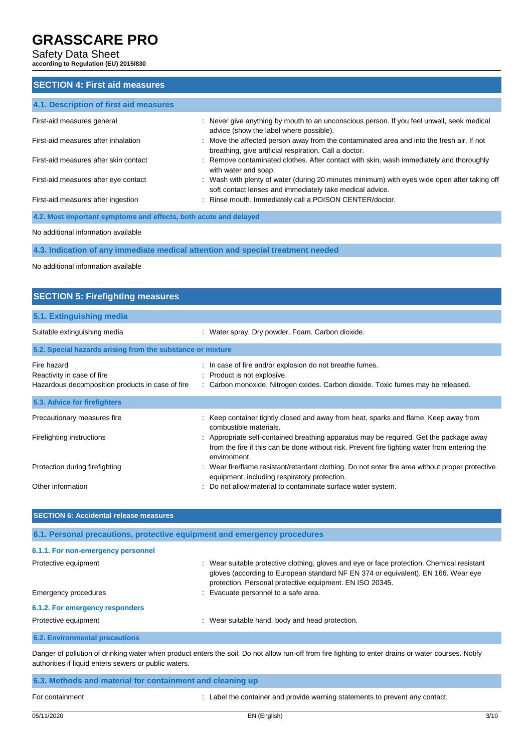## SECTION 4: First aid measures

### 4.1. Description of first aid measures

| | |
|---|---|
| First-aid measures general | : Never give anything by mouth to an unconscious person. If you feel unwell, seek medical advice (show the label where possible). |
| First-aid measures after inhalation | : Move the affected person away from the contaminated area and into the fresh air. If not breathing, give artificial respiration. Call a doctor. |
| First-aid measures after skin contact | : Remove contaminated clothes. After contact with skin, wash immediately and thoroughly with water and soap. |
| First-aid measures after eye contact | : Wash with plenty of water (during 20 minutes minimum) with eyes wide open after taking off soft contact lenses and immediately take medical advice. |
| First-aid measures after ingestion | : Rinse mouth. Immediately call a POISON CENTER/doctor. |

### 4.2. Most important symptoms and effects, both acute and delayed

No additional information available

### 4.3. Indication of any immediate medical attention and special treatment needed

No additional information available

## SECTION 5: Firefighting measures

### 5.1. Extinguishing media

| | |
|---|---|
| Suitable extinguishing media | : Water spray. Dry powder. Foam. Carbon dioxide. |

### 5.2. Special hazards arising from the substance or mixture

| | |
|---|---|
| Fire hazard | : In case of fire and/or explosion do not breathe fumes. |
| Reactivity in case of fire | : Product is not explosive. |
| Hazardous decomposition products in case of fire | : Carbon monoxide. Nitrogen oxides. Carbon dioxide. Toxic fumes may be released. |

### 5.3. Advice for firefighters

| | |
|---|---|
| Precautionary measures fire | : Keep container tightly closed and away from heat, sparks and flame. Keep away from combustible materials. |
| Firefighting instructions | : Appropriate self-contained breathing apparatus may be required. Get the package away from the fire if this can be done without risk. Prevent fire fighting water from entering the environment. |
| Protection during firefighting | : Wear fire/flame resistant/retardant clothing. Do not enter fire area without proper protective equipment, including respiratory protection. |
| Other information | : Do not allow material to contaminate surface water system. |

## SECTION 6: Accidental release measures

### 6.1. Personal precautions, protective equipment and emergency procedures

#### 6.1.1. For non-emergency personnel

| | |
|---|---|
| Protective equipment | : Wear suitable protective clothing, gloves and eye or face protection. Chemical resistant gloves (according to European standard NF EN 374 or equivalent). EN 166. Wear eye protection. Personal protective equipment. EN ISO 20345. |
| Emergency procedures | : Evacuate personnel to a safe area. |

#### 6.1.2. For emergency responders

| | |
|---|---|
| Protective equipment | : Wear suitable hand, body and head protection. |

### 6.2. Environmental precautions

Danger of pollution of drinking water when product enters the soil. Do not allow run-off from fire fighting to enter drains or water courses. Notify authorities if liquid enters sewers or public waters.

### 6.3. Methods and material for containment and cleaning up

| | |
|---|---|
| For containment | : Label the container and provide warning statements to prevent any contact. |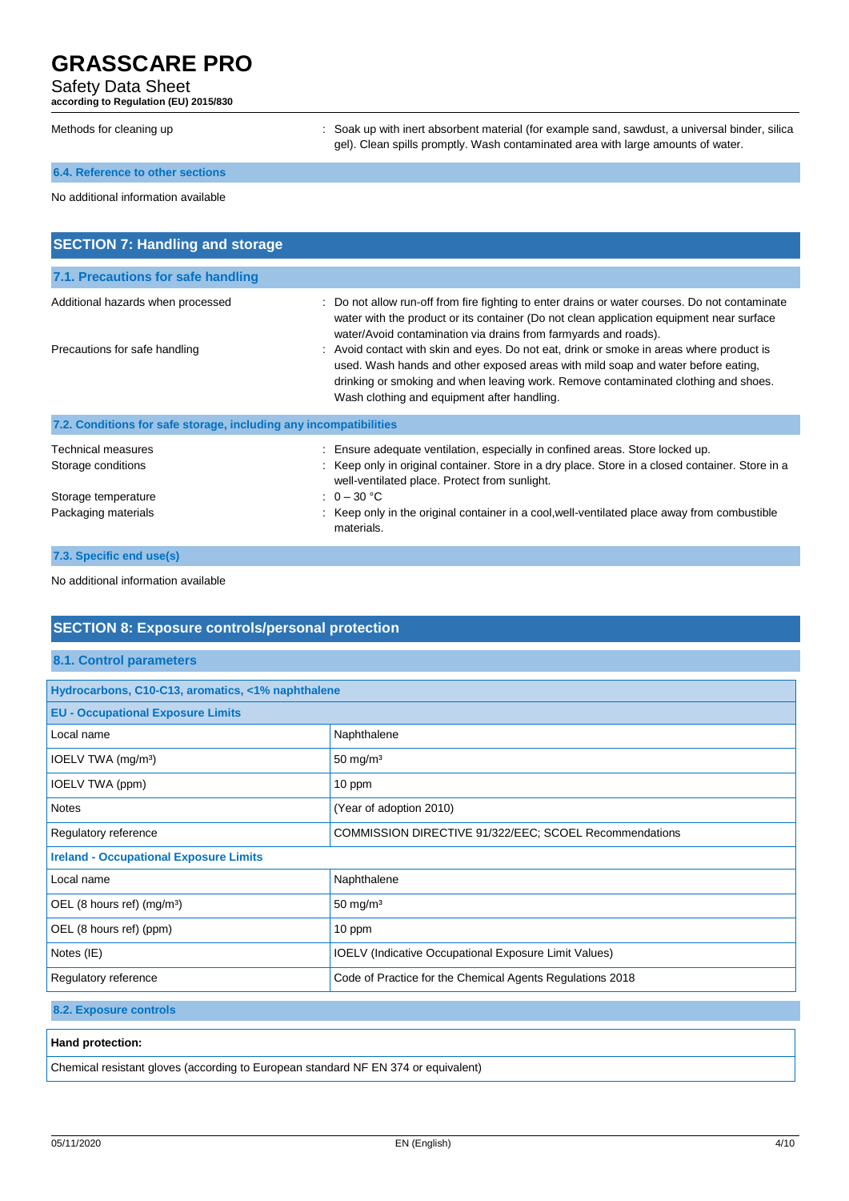Methods for cleaning up : Soak up with inert absorbent material (for example sand, sawdust, a universal binder, silica gel). Clean spills promptly. Wash contaminated area with large amounts of water.

### 6.4. Reference to other sections

No additional information available

## SECTION 7: Handling and storage

### 7.1. Precautions for safe handling

Additional hazards when processed : Do not allow run-off from fire fighting to enter drains or water courses. Do not contaminate water with the product or its container (Do not clean application equipment near surface water/Avoid contamination via drains from farmyards and roads).

Precautions for safe handling : Avoid contact with skin and eyes. Do not eat, drink or smoke in areas where product is used. Wash hands and other exposed areas with mild soap and water before eating, drinking or smoking and when leaving work. Remove contaminated clothing and shoes. Wash clothing and equipment after handling.

### 7.2. Conditions for safe storage, including any incompatibilities

Technical measures : Ensure adequate ventilation, especially in confined areas. Store locked up.

Storage conditions : Keep only in original container. Store in a dry place. Store in a closed container. Store in a well-ventilated place. Protect from sunlight.

Storage temperature : 0 – 30 °C

Packaging materials : Keep only in the original container in a cool,well-ventilated place away from combustible materials.

### 7.3. Specific end use(s)

No additional information available

## SECTION 8: Exposure controls/personal protection

### 8.1. Control parameters

| Hydrocarbons, C10-C13, aromatics, <1% naphthalene | |
|---|---|
| **EU - Occupational Exposure Limits** | |
| Local name | Naphthalene |
| IOELV TWA (mg/m³) | 50 mg/m³ |
| IOELV TWA (ppm) | 10 ppm |
| Notes | (Year of adoption 2010) |
| Regulatory reference | COMMISSION DIRECTIVE 91/322/EEC; SCOEL Recommendations |
| **Ireland - Occupational Exposure Limits** | |
| Local name | Naphthalene |
| OEL (8 hours ref) (mg/m³) | 50 mg/m³ |
| OEL (8 hours ref) (ppm) | 10 ppm |
| Notes (IE) | IOELV (Indicative Occupational Exposure Limit Values) |
| Regulatory reference | Code of Practice for the Chemical Agents Regulations 2018 |

### 8.2. Exposure controls

**Hand protection:**

Chemical resistant gloves (according to European standard NF EN 374 or equivalent)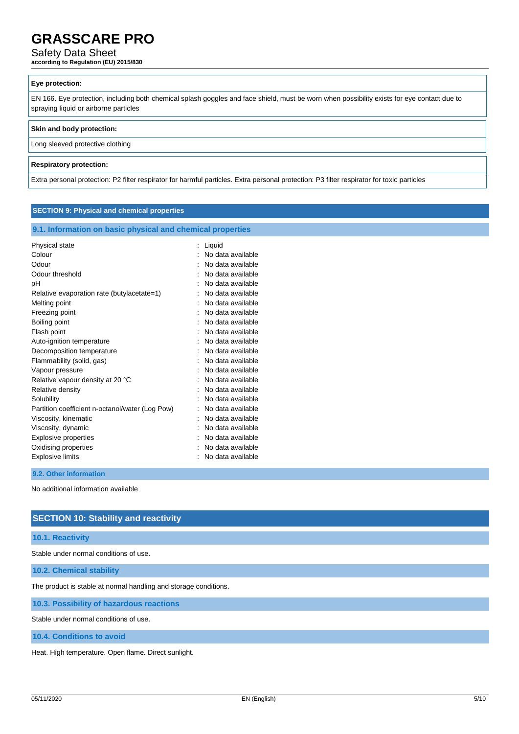**Eye protection:**

EN 166. Eye protection, including both chemical splash goggles and face shield, must be worn when possibility exists for eye contact due to spraying liquid or airborne particles

**Skin and body protection:**

Long sleeved protective clothing

**Respiratory protection:**

Extra personal protection: P2 filter respirator for harmful particles. Extra personal protection: P3 filter respirator for toxic particles

## SECTION 9: Physical and chemical properties

### 9.1. Information on basic physical and chemical properties

| | |
|---|---|
| Physical state | : Liquid |
| Colour | : No data available |
| Odour | : No data available |
| Odour threshold | : No data available |
| pH | : No data available |
| Relative evaporation rate (butylacetate=1) | : No data available |
| Melting point | : No data available |
| Freezing point | : No data available |
| Boiling point | : No data available |
| Flash point | : No data available |
| Auto-ignition temperature | : No data available |
| Decomposition temperature | : No data available |
| Flammability (solid, gas) | : No data available |
| Vapour pressure | : No data available |
| Relative vapour density at 20 °C | : No data available |
| Relative density | : No data available |
| Solubility | : No data available |
| Partition coefficient n-octanol/water (Log Pow) | : No data available |
| Viscosity, kinematic | : No data available |
| Viscosity, dynamic | : No data available |
| Explosive properties | : No data available |
| Oxidising properties | : No data available |
| Explosive limits | : No data available |

### 9.2. Other information

No additional information available

## SECTION 10: Stability and reactivity

### 10.1. Reactivity

Stable under normal conditions of use.

### 10.2. Chemical stability

The product is stable at normal handling and storage conditions.

### 10.3. Possibility of hazardous reactions

Stable under normal conditions of use.

### 10.4. Conditions to avoid

Heat. High temperature. Open flame. Direct sunlight.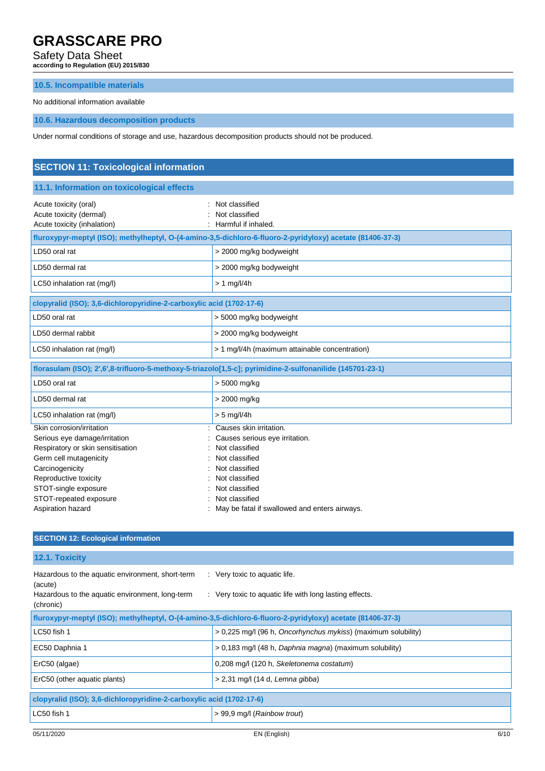### 10.5. Incompatible materials

No additional information available

### 10.6. Hazardous decomposition products

Under normal conditions of storage and use, hazardous decomposition products should not be produced.

## SECTION 11: Toxicological information

### 11.1. Information on toxicological effects

| | |
|---|---|
| Acute toxicity (oral) | : Not classified |
| Acute toxicity (dermal) | : Not classified |
| Acute toxicity (inhalation) | : Harmful if inhaled. |

| fluroxypyr-meptyl (ISO); methylheptyl, O-(4-amino-3,5-dichloro-6-fluoro-2-pyridyloxy) acetate (81406-37-3) | |
|---|---|
| LD50 oral rat | > 2000 mg/kg bodyweight |
| LD50 dermal rat | > 2000 mg/kg bodyweight |
| LC50 inhalation rat (mg/l) | > 1 mg/l/4h |

| clopyralid (ISO); 3,6-dichloropyridine-2-carboxylic acid (1702-17-6) | |
|---|---|
| LD50 oral rat | > 5000 mg/kg bodyweight |
| LD50 dermal rabbit | > 2000 mg/kg bodyweight |
| LC50 inhalation rat (mg/l) | > 1 mg/l/4h (maximum attainable concentration) |

| florasulam (ISO); 2',6',8-trifluoro-5-methoxy-5-triazolo[1,5-c]; pyrimidine-2-sulfonanilide (145701-23-1) | |
|---|---|
| LD50 oral rat | > 5000 mg/kg |
| LD50 dermal rat | > 2000 mg/kg |
| LC50 inhalation rat (mg/l) | > 5 mg/l/4h |

| | |
|---|---|
| Skin corrosion/irritation | : Causes skin irritation. |
| Serious eye damage/irritation | : Causes serious eye irritation. |
| Respiratory or skin sensitisation | : Not classified |
| Germ cell mutagenicity | : Not classified |
| Carcinogenicity | : Not classified |
| Reproductive toxicity | : Not classified |
| STOT-single exposure | : Not classified |
| STOT-repeated exposure | : Not classified |
| Aspiration hazard | : May be fatal if swallowed and enters airways. |

## SECTION 12: Ecological information

### 12.1. Toxicity

| | |
|---|---|
| Hazardous to the aquatic environment, short-term (acute) | : Very toxic to aquatic life. |
| Hazardous to the aquatic environment, long-term (chronic) | : Very toxic to aquatic life with long lasting effects. |

| fluroxypyr-meptyl (ISO); methylheptyl, O-(4-amino-3,5-dichloro-6-fluoro-2-pyridyloxy) acetate (81406-37-3) | |
|---|---|
| LC50 fish 1 | > 0,225 mg/l (96 h, *Oncorhynchus mykiss*) (maximum solubility) |
| EC50 Daphnia 1 | > 0,183 mg/l (48 h, *Daphnia magna*) (maximum solubility) |
| ErC50 (algae) | 0,208 mg/l (120 h, *Skeletonema costatum*) |
| ErC50 (other aquatic plants) | > 2,31 mg/l (14 d, *Lemna gibba*) |

| clopyralid (ISO); 3,6-dichloropyridine-2-carboxylic acid (1702-17-6) | |
|---|---|
| LC50 fish 1 | > 99,9 mg/l (*Rainbow trout*) |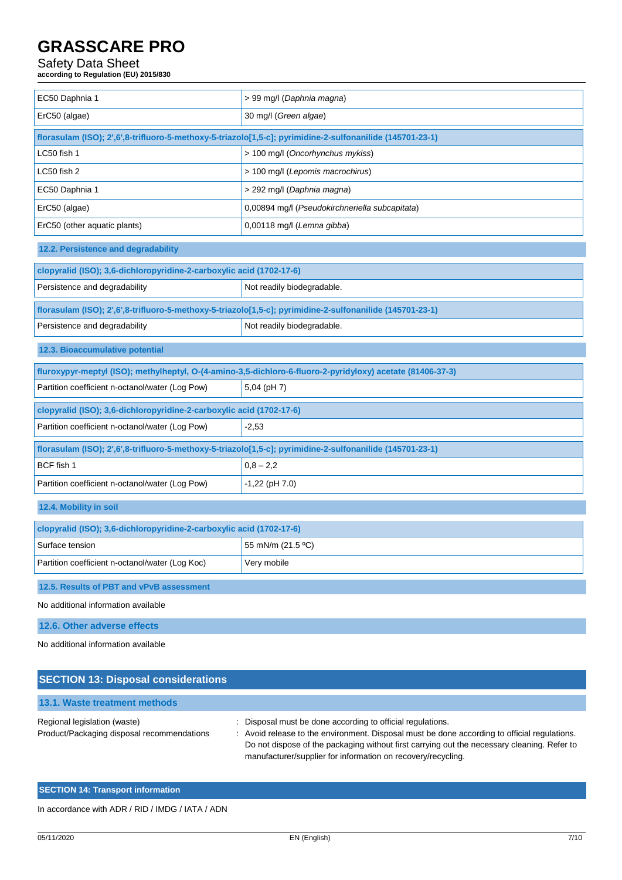| | |
|---|---|
| EC50 Daphnia 1 | > 99 mg/l (*Daphnia magna*) |
| ErC50 (algae) | 30 mg/l (*Green algae*) |

| **florasulam (ISO); 2',6',8-trifluoro-5-methoxy-5-triazolo[1,5-c]; pyrimidine-2-sulfonanilide (145701-23-1)** | |
|---|---|
| LC50 fish 1 | > 100 mg/l (*Oncorhynchus mykiss*) |
| LC50 fish 2 | > 100 mg/l (*Lepomis macrochirus*) |
| EC50 Daphnia 1 | > 292 mg/l (*Daphnia magna*) |
| ErC50 (algae) | 0,00894 mg/l (*Pseudokirchneriella subcapitata*) |
| ErC50 (other aquatic plants) | 0,00118 mg/l (*Lemna gibba*) |

### 12.2. Persistence and degradability

| **clopyralid (ISO); 3,6-dichloropyridine-2-carboxylic acid (1702-17-6)** | |
|---|---|
| Persistence and degradability | Not readily biodegradable. |

| **florasulam (ISO); 2',6',8-trifluoro-5-methoxy-5-triazolo[1,5-c]; pyrimidine-2-sulfonanilide (145701-23-1)** | |
|---|---|
| Persistence and degradability | Not readily biodegradable. |

### 12.3. Bioaccumulative potential

| **fluroxypyr-meptyl (ISO); methylheptyl, O-(4-amino-3,5-dichloro-6-fluoro-2-pyridyloxy) acetate (81406-37-3)** | |
|---|---|
| Partition coefficient n-octanol/water (Log Pow) | 5,04 (pH 7) |

| **clopyralid (ISO); 3,6-dichloropyridine-2-carboxylic acid (1702-17-6)** | |
|---|---|
| Partition coefficient n-octanol/water (Log Pow) | -2,53 |

| **florasulam (ISO); 2',6',8-trifluoro-5-methoxy-5-triazolo[1,5-c]; pyrimidine-2-sulfonanilide (145701-23-1)** | |
|---|---|
| BCF fish 1 | 0,8 – 2,2 |
| Partition coefficient n-octanol/water (Log Pow) | -1,22 (pH 7.0) |

### 12.4. Mobility in soil

| **clopyralid (ISO); 3,6-dichloropyridine-2-carboxylic acid (1702-17-6)** | |
|---|---|
| Surface tension | 55 mN/m (21.5 ºC) |
| Partition coefficient n-octanol/water (Log Koc) | Very mobile |

### 12.5. Results of PBT and vPvB assessment

No additional information available

### 12.6. Other adverse effects

No additional information available

## SECTION 13: Disposal considerations

### 13.1. Waste treatment methods

Regional legislation (waste) : Disposal must be done according to official regulations.

Product/Packaging disposal recommendations : Avoid release to the environment. Disposal must be done according to official regulations. Do not dispose of the packaging without first carrying out the necessary cleaning. Refer to manufacturer/supplier for information on recovery/recycling.

## SECTION 14: Transport information

In accordance with ADR / RID / IMDG / IATA / ADN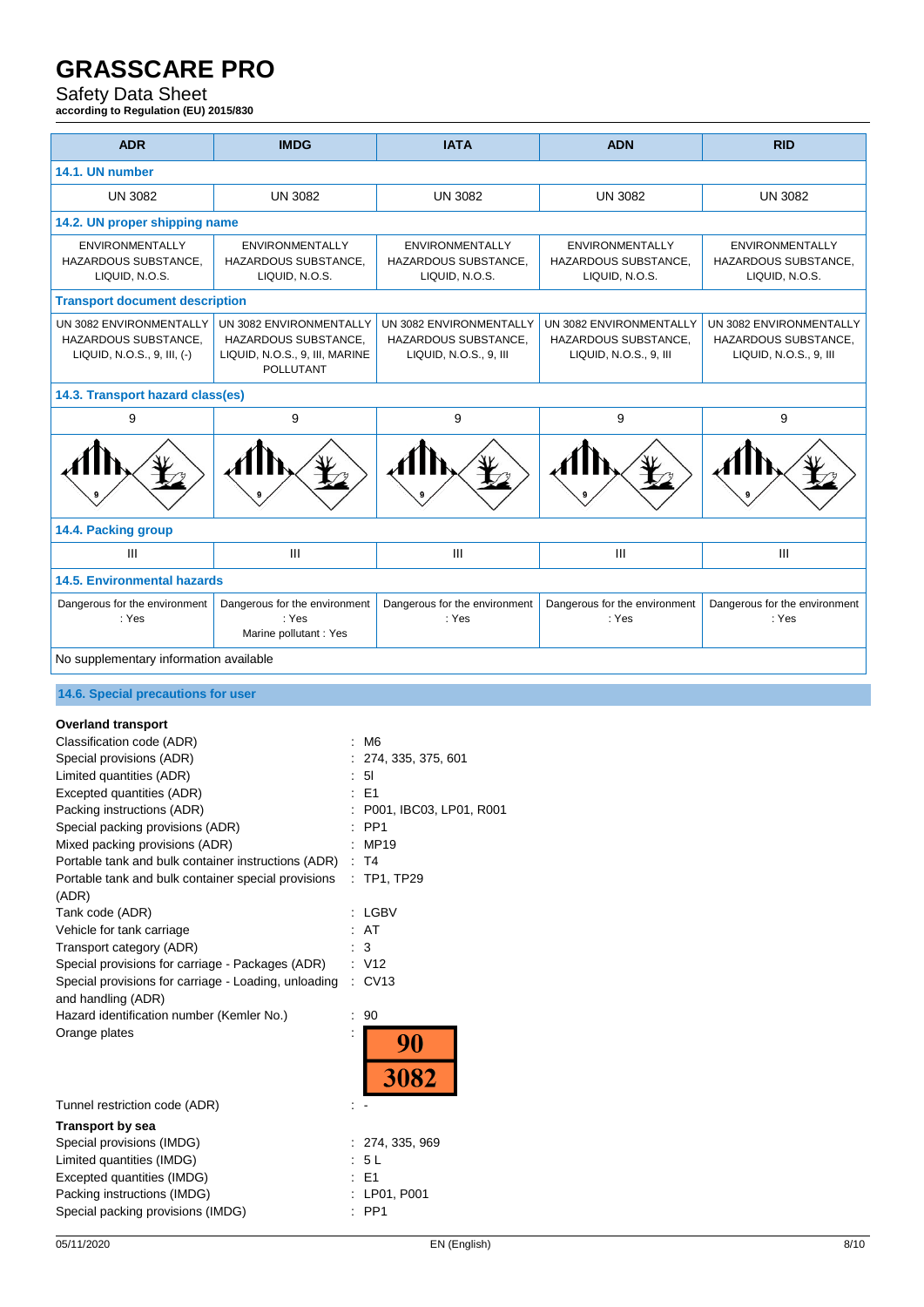| ADR | IMDG | IATA | ADN | RID |
|---|---|---|---|---|
| **14.1. UN number** | | | | |
| UN 3082 | UN 3082 | UN 3082 | UN 3082 | UN 3082 |
| **14.2. UN proper shipping name** | | | | |
| ENVIRONMENTALLY HAZARDOUS SUBSTANCE, LIQUID, N.O.S. | ENVIRONMENTALLY HAZARDOUS SUBSTANCE, LIQUID, N.O.S. | ENVIRONMENTALLY HAZARDOUS SUBSTANCE, LIQUID, N.O.S. | ENVIRONMENTALLY HAZARDOUS SUBSTANCE, LIQUID, N.O.S. | ENVIRONMENTALLY HAZARDOUS SUBSTANCE, LIQUID, N.O.S. |
| **Transport document description** | | | | |
| UN 3082 ENVIRONMENTALLY HAZARDOUS SUBSTANCE, LIQUID, N.O.S., 9, III, (-) | UN 3082 ENVIRONMENTALLY HAZARDOUS SUBSTANCE, LIQUID, N.O.S., 9, III, MARINE POLLUTANT | UN 3082 ENVIRONMENTALLY HAZARDOUS SUBSTANCE, LIQUID, N.O.S., 9, III | UN 3082 ENVIRONMENTALLY HAZARDOUS SUBSTANCE, LIQUID, N.O.S., 9, III | UN 3082 ENVIRONMENTALLY HAZARDOUS SUBSTANCE, LIQUID, N.O.S., 9, III |
| **14.3. Transport hazard class(es)** | | | | |
| 9 | 9 | 9 | 9 | 9 |
| **14.4. Packing group** | | | | |
| III | III | III | III | III |
| **14.5. Environmental hazards** | | | | |
| Dangerous for the environment : Yes | Dangerous for the environment : Yes<br>Marine pollutant : Yes | Dangerous for the environment : Yes | Dangerous for the environment : Yes | Dangerous for the environment : Yes |
| No supplementary information available | | | | |

## 14.6. Special precautions for user

**Overland transport**

Classification code (ADR) : M6
Special provisions (ADR) : 274, 335, 375, 601
Limited quantities (ADR) : 5l
Excepted quantities (ADR) : E1
Packing instructions (ADR) : P001, IBC03, LP01, R001
Special packing provisions (ADR) : PP1
Mixed packing provisions (ADR) : MP19
Portable tank and bulk container instructions (ADR) : T4
Portable tank and bulk container special provisions (ADR) : TP1, TP29
Tank code (ADR) : LGBV
Vehicle for tank carriage : AT
Transport category (ADR) : 3
Special provisions for carriage - Packages (ADR) : V12
Special provisions for carriage - Loading, unloading and handling (ADR) : CV13
Hazard identification number (Kemler No.) : 90
Orange plates : 90 / 3082
Tunnel restriction code (ADR) : -

**Transport by sea**

Special provisions (IMDG) : 274, 335, 969
Limited quantities (IMDG) : 5 L
Excepted quantities (IMDG) : E1
Packing instructions (IMDG) : LP01, P001
Special packing provisions (IMDG) : PP1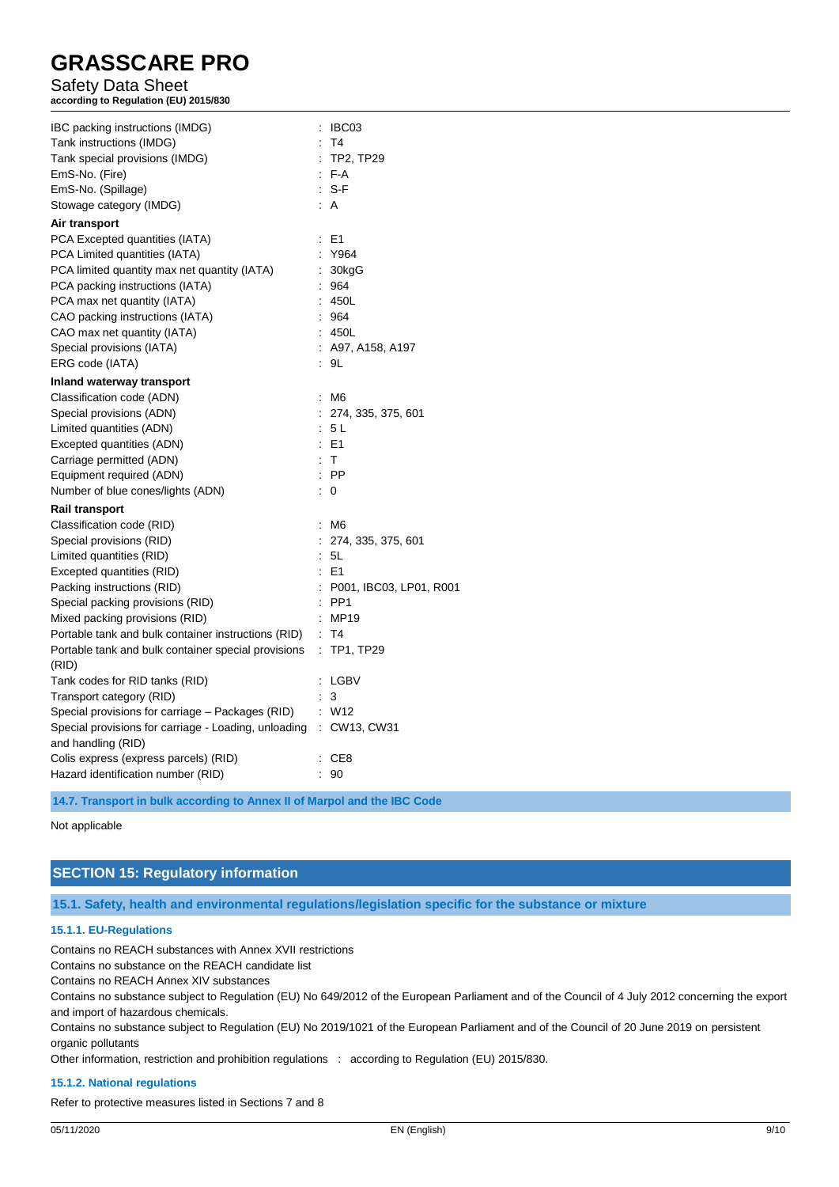IBC packing instructions (IMDG) : IBC03
Tank instructions (IMDG) : T4
Tank special provisions (IMDG) : TP2, TP29
EmS-No. (Fire) : F-A
EmS-No. (Spillage) : S-F
Stowage category (IMDG) : A

**Air transport**

PCA Excepted quantities (IATA) : E1
PCA Limited quantities (IATA) : Y964
PCA limited quantity max net quantity (IATA) : 30kgG
PCA packing instructions (IATA) : 964
PCA max net quantity (IATA) : 450L
CAO packing instructions (IATA) : 964
CAO max net quantity (IATA) : 450L
Special provisions (IATA) : A97, A158, A197
ERG code (IATA) : 9L

**Inland waterway transport**

Classification code (ADN) : M6
Special provisions (ADN) : 274, 335, 375, 601
Limited quantities (ADN) : 5 L
Excepted quantities (ADN) : E1
Carriage permitted (ADN) : T
Equipment required (ADN) : PP
Number of blue cones/lights (ADN) : 0

**Rail transport**

Classification code (RID) : M6
Special provisions (RID) : 274, 335, 375, 601
Limited quantities (RID) : 5L
Excepted quantities (RID) : E1
Packing instructions (RID) : P001, IBC03, LP01, R001
Special packing provisions (RID) : PP1
Mixed packing provisions (RID) : MP19
Portable tank and bulk container instructions (RID) : T4
Portable tank and bulk container special provisions (RID) : TP1, TP29
Tank codes for RID tanks (RID) : LGBV
Transport category (RID) : 3
Special provisions for carriage – Packages (RID) : W12
Special provisions for carriage - Loading, unloading and handling (RID) : CW13, CW31
Colis express (express parcels) (RID) : CE8
Hazard identification number (RID) : 90

### 14.7. Transport in bulk according to Annex II of Marpol and the IBC Code

Not applicable

## SECTION 15: Regulatory information

### 15.1. Safety, health and environmental regulations/legislation specific for the substance or mixture

#### 15.1.1. EU-Regulations

Contains no REACH substances with Annex XVII restrictions
Contains no substance on the REACH candidate list
Contains no REACH Annex XIV substances
Contains no substance subject to Regulation (EU) No 649/2012 of the European Parliament and of the Council of 4 July 2012 concerning the export and import of hazardous chemicals.
Contains no substance subject to Regulation (EU) No 2019/1021 of the European Parliament and of the Council of 20 June 2019 on persistent organic pollutants
Other information, restriction and prohibition regulations : according to Regulation (EU) 2015/830.

#### 15.1.2. National regulations

Refer to protective measures listed in Sections 7 and 8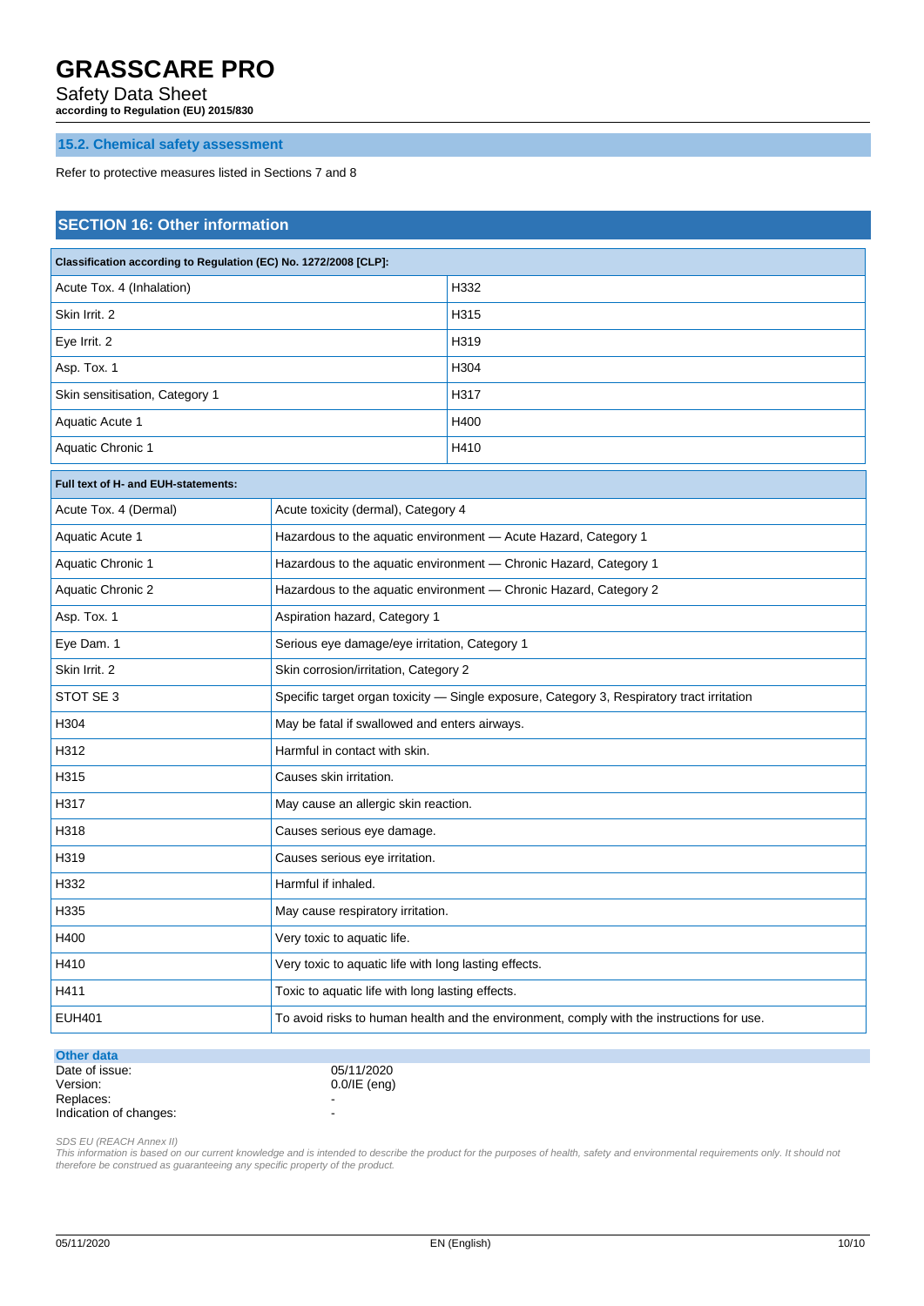### 15.2. Chemical safety assessment

Refer to protective measures listed in Sections 7 and 8

## SECTION 16: Other information

| Classification according to Regulation (EC) No. 1272/2008 [CLP]: | |
|---|---|
| Acute Tox. 4 (Inhalation) | H332 |
| Skin Irrit. 2 | H315 |
| Eye Irrit. 2 | H319 |
| Asp. Tox. 1 | H304 |
| Skin sensitisation, Category 1 | H317 |
| Aquatic Acute 1 | H400 |
| Aquatic Chronic 1 | H410 |

| Full text of H- and EUH-statements: | |
|---|---|
| Acute Tox. 4 (Dermal) | Acute toxicity (dermal), Category 4 |
| Aquatic Acute 1 | Hazardous to the aquatic environment — Acute Hazard, Category 1 |
| Aquatic Chronic 1 | Hazardous to the aquatic environment — Chronic Hazard, Category 1 |
| Aquatic Chronic 2 | Hazardous to the aquatic environment — Chronic Hazard, Category 2 |
| Asp. Tox. 1 | Aspiration hazard, Category 1 |
| Eye Dam. 1 | Serious eye damage/eye irritation, Category 1 |
| Skin Irrit. 2 | Skin corrosion/irritation, Category 2 |
| STOT SE 3 | Specific target organ toxicity — Single exposure, Category 3, Respiratory tract irritation |
| H304 | May be fatal if swallowed and enters airways. |
| H312 | Harmful in contact with skin. |
| H315 | Causes skin irritation. |
| H317 | May cause an allergic skin reaction. |
| H318 | Causes serious eye damage. |
| H319 | Causes serious eye irritation. |
| H332 | Harmful if inhaled. |
| H335 | May cause respiratory irritation. |
| H400 | Very toxic to aquatic life. |
| H410 | Very toxic to aquatic life with long lasting effects. |
| H411 | Toxic to aquatic life with long lasting effects. |
| EUH401 | To avoid risks to human health and the environment, comply with the instructions for use. |

**Other data**

| | |
|---|---|
| Date of issue: | 05/11/2020 |
| Version: | 0.0/IE (eng) |
| Replaces: | - |
| Indication of changes: | - |

*SDS EU (REACH Annex II)*

*This information is based on our current knowledge and is intended to describe the product for the purposes of health, safety and environmental requirements only. It should not therefore be construed as guaranteeing any specific property of the product.*